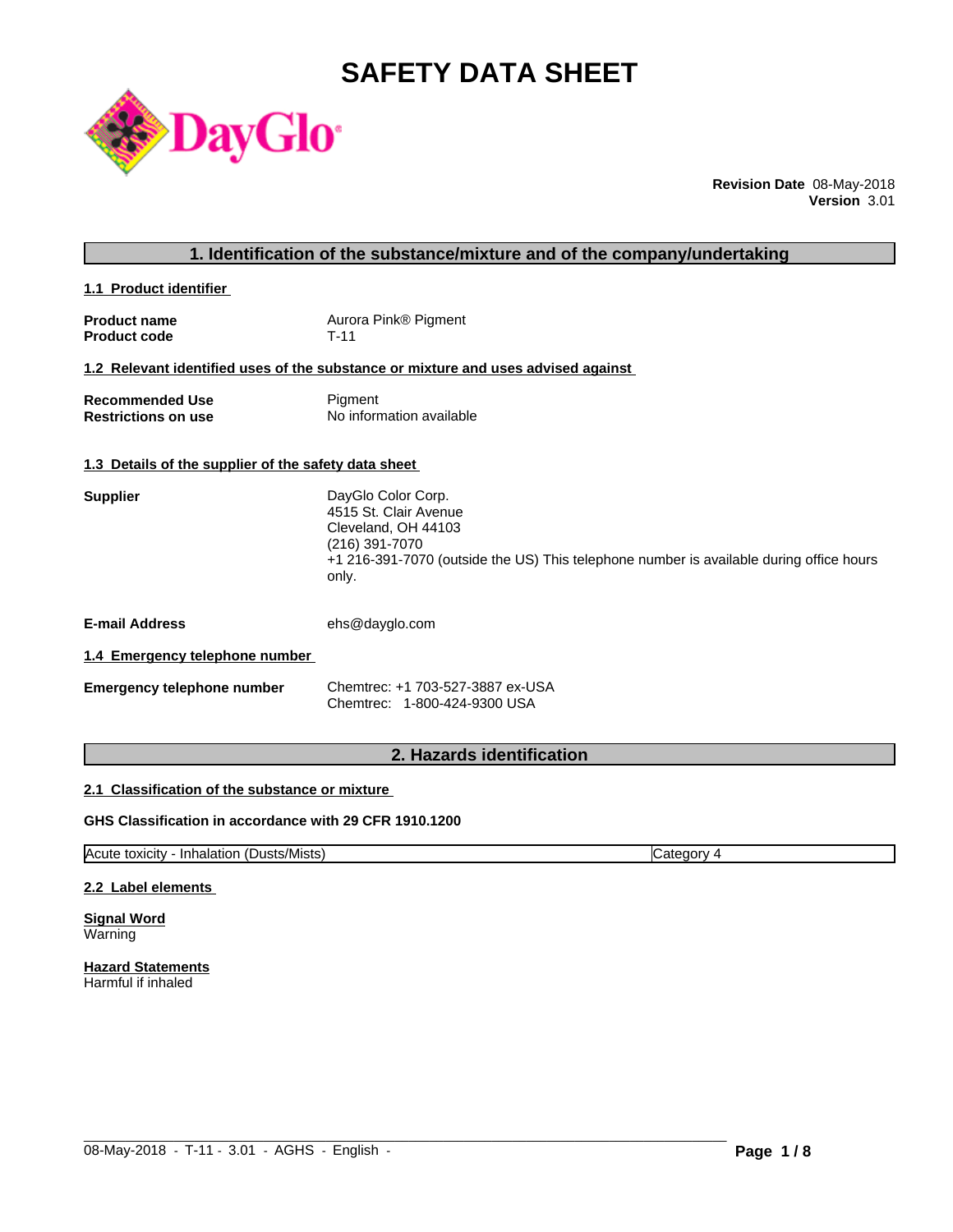# SAFETY DATA SHEET

**Revision Date** 08-May-2018
**Version** 3.01

## 1. Identification of the substance/mixture and of the company/undertaking

### 1.1 Product identifier

**Product name** Aurora Pink® Pigment
**Product code** T-11

### 1.2 Relevant identified uses of the substance or mixture and uses advised against

**Recommended Use** Pigment
**Restrictions on use** No information available

### 1.3 Details of the supplier of the safety data sheet

**Supplier**
DayGlo Color Corp.
4515 St. Clair Avenue
Cleveland, OH 44103
(216) 391-7070
+1 216-391-7070 (outside the US) This telephone number is available during office hours only.

**E-mail Address** ehs@dayglo.com

### 1.4 Emergency telephone number

**Emergency telephone number**
Chemtrec: +1 703-527-3887 ex-USA
Chemtrec: 1-800-424-9300 USA

## 2. Hazards identification

### 2.1 Classification of the substance or mixture

**GHS Classification in accordance with 29 CFR 1910.1200**

| Acute toxicity - Inhalation (Dusts/Mists) | Category 4 |
|---|---|

### 2.2 Label elements

**Signal Word**
Warning

**Hazard Statements**
Harmful if inhaled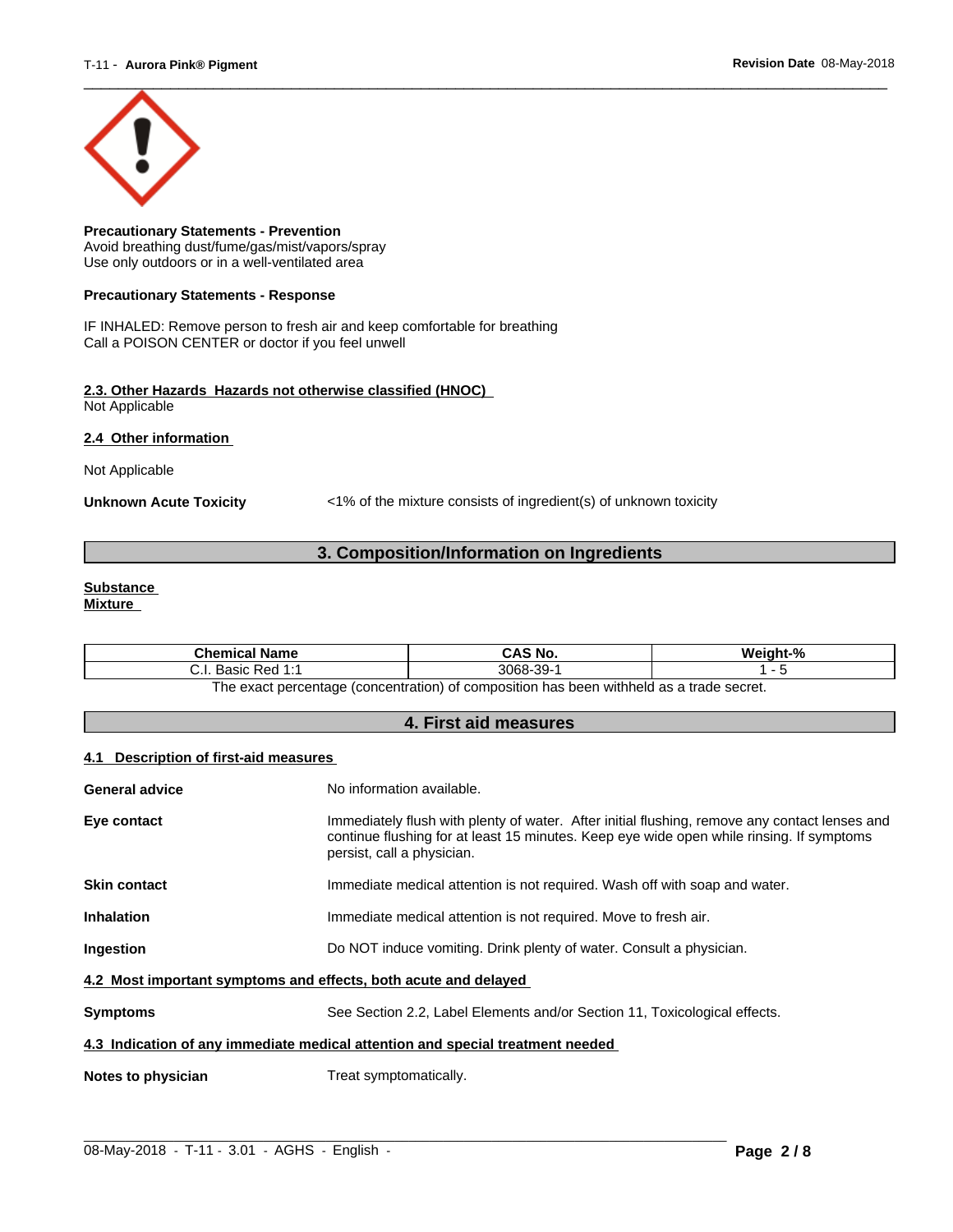**Precautionary Statements - Prevention**
Avoid breathing dust/fume/gas/mist/vapors/spray
Use only outdoors or in a well-ventilated area

**Precautionary Statements - Response**

IF INHALED: Remove person to fresh air and keep comfortable for breathing
Call a POISON CENTER or doctor if you feel unwell

**2.3. Other Hazards Hazards not otherwise classified (HNOC)**
Not Applicable

**2.4 Other information**

Not Applicable

**Unknown Acute Toxicity** <1% of the mixture consists of ingredient(s) of unknown toxicity

## 3. Composition/Information on Ingredients

**Substance**
**Mixture**

| Chemical Name | CAS No. | Weight-% |
|---|---|---|
| C.I. Basic Red 1:1 | 3068-39-1 | 1 - 5 |

The exact percentage (concentration) of composition has been withheld as a trade secret.

## 4. First aid measures

**4.1 Description of first-aid measures**

**General advice** No information available.

**Eye contact** Immediately flush with plenty of water. After initial flushing, remove any contact lenses and continue flushing for at least 15 minutes. Keep eye wide open while rinsing. If symptoms persist, call a physician.

**Skin contact** Immediate medical attention is not required. Wash off with soap and water.

**Inhalation** Immediate medical attention is not required. Move to fresh air.

**Ingestion** Do NOT induce vomiting. Drink plenty of water. Consult a physician.

**4.2 Most important symptoms and effects, both acute and delayed**

**Symptoms** See Section 2.2, Label Elements and/or Section 11, Toxicological effects.

**4.3 Indication of any immediate medical attention and special treatment needed**

**Notes to physician** Treat symptomatically.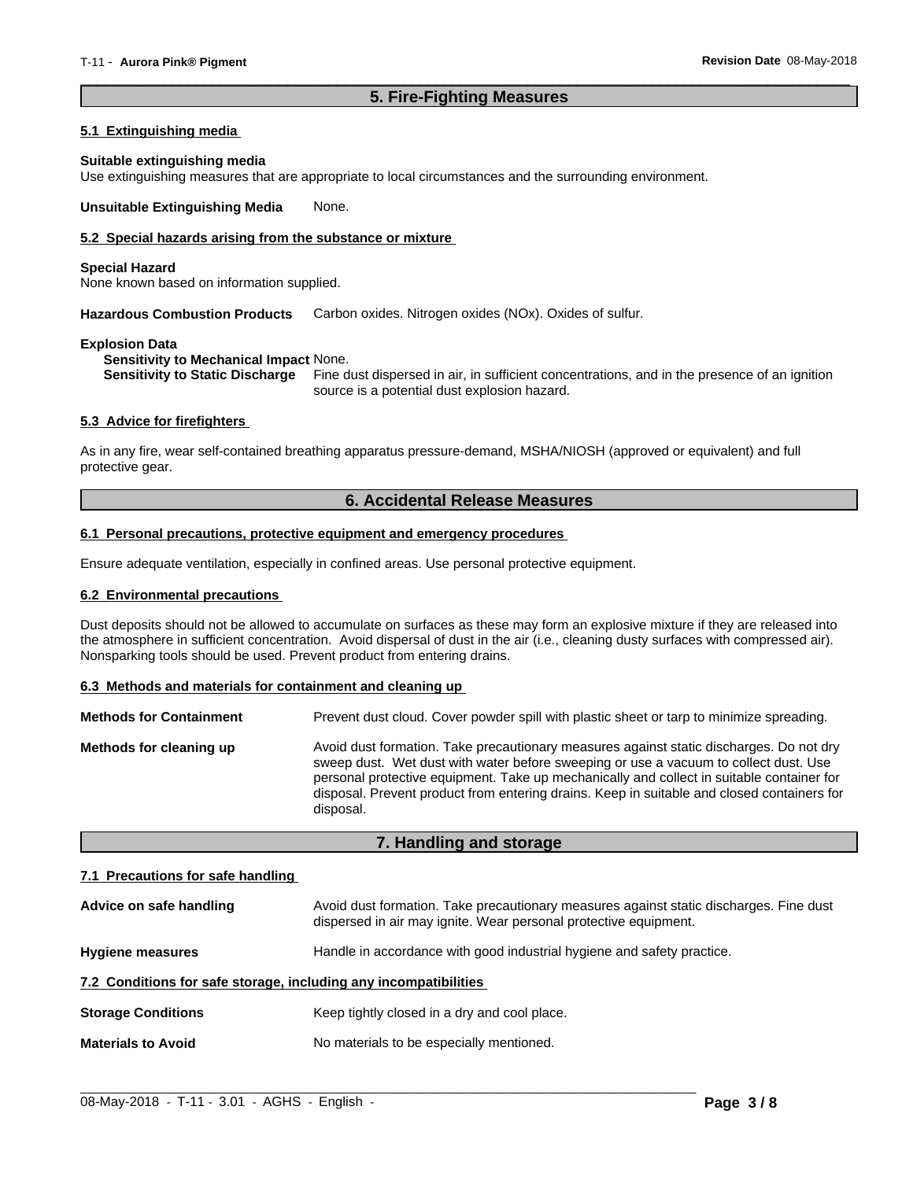## 5. Fire-Fighting Measures

### 5.1 Extinguishing media

**Suitable extinguishing media**
Use extinguishing measures that are appropriate to local circumstances and the surrounding environment.

**Unsuitable Extinguishing Media** None.

### 5.2 Special hazards arising from the substance or mixture

**Special Hazard**
None known based on information supplied.

**Hazardous Combustion Products** Carbon oxides. Nitrogen oxides (NOx). Oxides of sulfur.

**Explosion Data**
**Sensitivity to Mechanical Impact** None.
**Sensitivity to Static Discharge** Fine dust dispersed in air, in sufficient concentrations, and in the presence of an ignition source is a potential dust explosion hazard.

### 5.3 Advice for firefighters

As in any fire, wear self-contained breathing apparatus pressure-demand, MSHA/NIOSH (approved or equivalent) and full protective gear.

## 6. Accidental Release Measures

### 6.1 Personal precautions, protective equipment and emergency procedures

Ensure adequate ventilation, especially in confined areas. Use personal protective equipment.

### 6.2 Environmental precautions

Dust deposits should not be allowed to accumulate on surfaces as these may form an explosive mixture if they are released into the atmosphere in sufficient concentration. Avoid dispersal of dust in the air (i.e., cleaning dusty surfaces with compressed air). Nonsparking tools should be used. Prevent product from entering drains.

### 6.3 Methods and materials for containment and cleaning up

**Methods for Containment** Prevent dust cloud. Cover powder spill with plastic sheet or tarp to minimize spreading.

**Methods for cleaning up** Avoid dust formation. Take precautionary measures against static discharges. Do not dry sweep dust. Wet dust with water before sweeping or use a vacuum to collect dust. Use personal protective equipment. Take up mechanically and collect in suitable container for disposal. Prevent product from entering drains. Keep in suitable and closed containers for disposal.

## 7. Handling and storage

### 7.1 Precautions for safe handling

**Advice on safe handling** Avoid dust formation. Take precautionary measures against static discharges. Fine dust dispersed in air may ignite. Wear personal protective equipment.

**Hygiene measures** Handle in accordance with good industrial hygiene and safety practice.

### 7.2 Conditions for safe storage, including any incompatibilities

**Storage Conditions** Keep tightly closed in a dry and cool place.

**Materials to Avoid** No materials to be especially mentioned.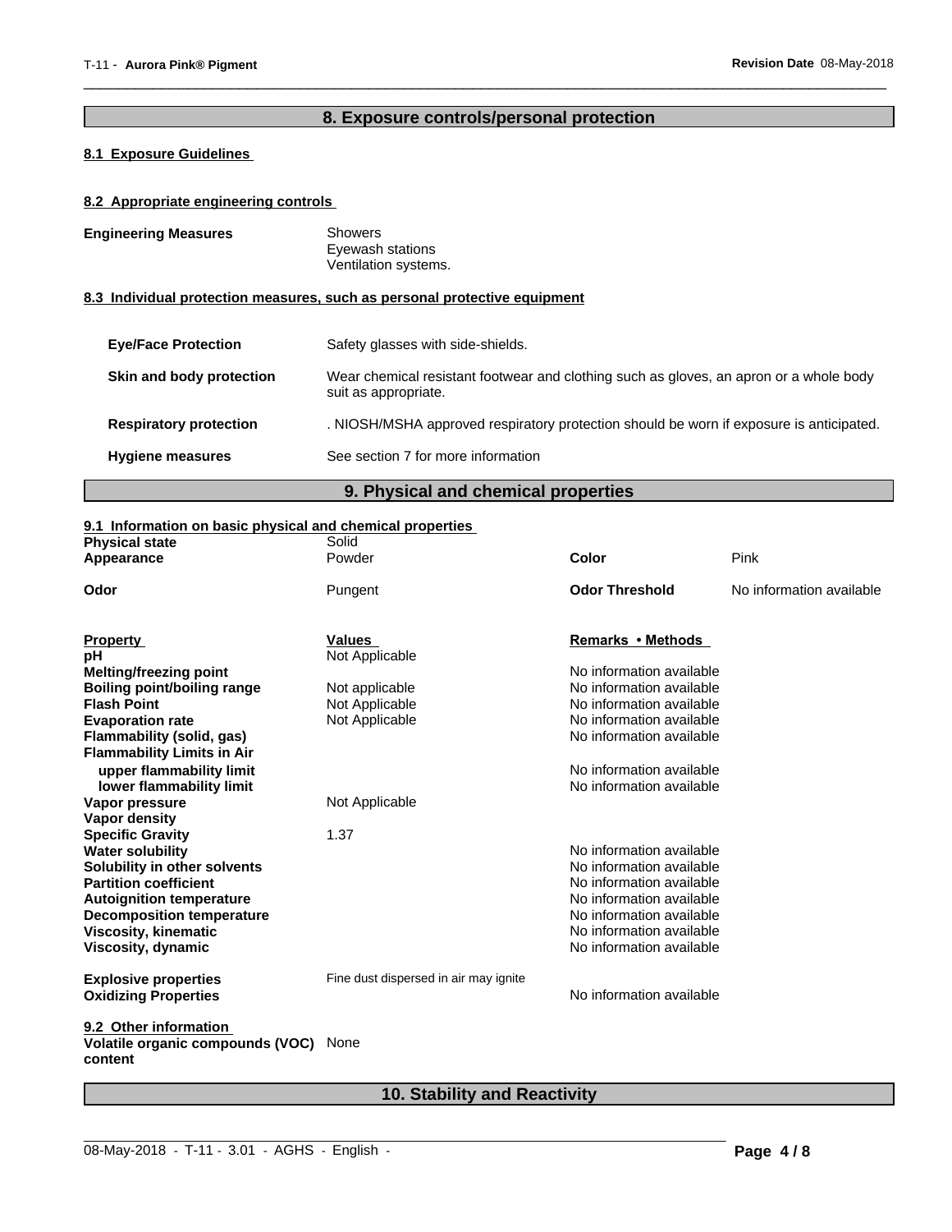## 8. Exposure controls/personal protection

### 8.1 Exposure Guidelines

### 8.2 Appropriate engineering controls

**Engineering Measures**
Showers
Eyewash stations
Ventilation systems.

### 8.3 Individual protection measures, such as personal protective equipment

**Eye/Face Protection** Safety glasses with side-shields.

**Skin and body protection** Wear chemical resistant footwear and clothing such as gloves, an apron or a whole body suit as appropriate.

**Respiratory protection** . NIOSH/MSHA approved respiratory protection should be worn if exposure is anticipated.

**Hygiene measures** See section 7 for more information

## 9. Physical and chemical properties

### 9.1 Information on basic physical and chemical properties

| | | | |
|---|---|---|---|
| **Physical state** | Solid | | |
| **Appearance** | Powder | **Color** | Pink |
| **Odor** | Pungent | **Odor Threshold** | No information available |

| **Property** | **Values** | **Remarks • Methods** |
|---|---|---|
| **pH** | Not Applicable | |
| **Melting/freezing point** | | No information available |
| **Boiling point/boiling range** | Not applicable | No information available |
| **Flash Point** | Not Applicable | No information available |
| **Evaporation rate** | Not Applicable | No information available |
| **Flammability (solid, gas)** | | No information available |
| **Flammability Limits in Air** | | |
| **upper flammability limit** | | No information available |
| **lower flammability limit** | | No information available |
| **Vapor pressure** | Not Applicable | |
| **Vapor density** | | |
| **Specific Gravity** | 1.37 | |
| **Water solubility** | | No information available |
| **Solubility in other solvents** | | No information available |
| **Partition coefficient** | | No information available |
| **Autoignition temperature** | | No information available |
| **Decomposition temperature** | | No information available |
| **Viscosity, kinematic** | | No information available |
| **Viscosity, dynamic** | | No information available |
| **Explosive properties** | Fine dust dispersed in air may ignite | |
| **Oxidizing Properties** | | No information available |

### 9.2 Other information

**Volatile organic compounds (VOC) content** None

## 10. Stability and Reactivity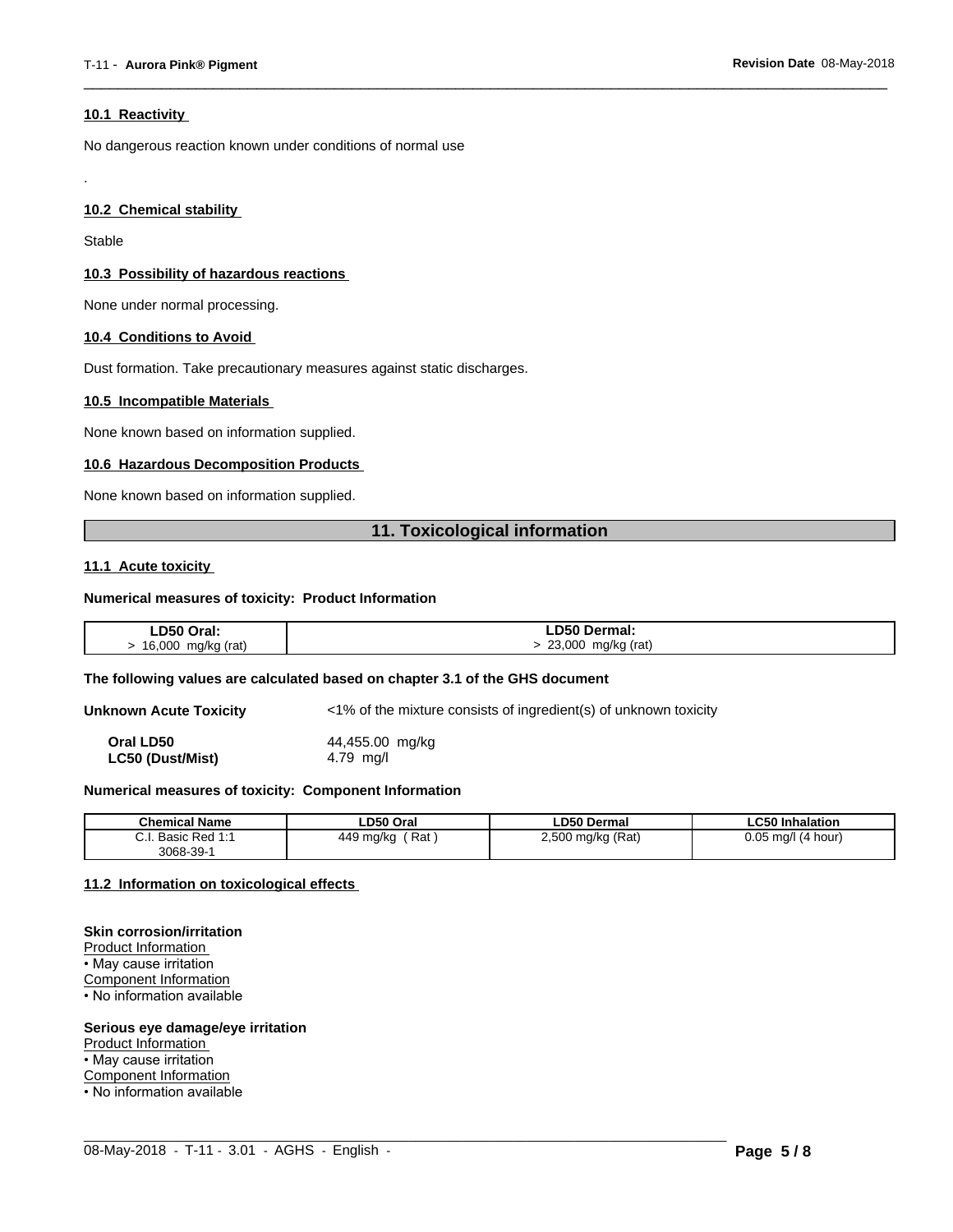### 10.1 Reactivity

No dangerous reaction known under conditions of normal use

.

### 10.2 Chemical stability

Stable

### 10.3 Possibility of hazardous reactions

None under normal processing.

### 10.4 Conditions to Avoid

Dust formation. Take precautionary measures against static discharges.

### 10.5 Incompatible Materials

None known based on information supplied.

### 10.6 Hazardous Decomposition Products

None known based on information supplied.

## 11. Toxicological information

### 11.1 Acute toxicity

**Numerical measures of toxicity: Product Information**

| LD50 Oral: | LD50 Dermal: |
|---|---|
| > 16,000 mg/kg (rat) | > 23,000 mg/kg (rat) |

**The following values are calculated based on chapter 3.1 of the GHS document**

**Unknown Acute Toxicity** <1% of the mixture consists of ingredient(s) of unknown toxicity

**Oral LD50** 44,455.00 mg/kg
**LC50 (Dust/Mist)** 4.79 mg/l

**Numerical measures of toxicity: Component Information**

| Chemical Name | LD50 Oral | LD50 Dermal | LC50 Inhalation |
|---|---|---|---|
| C.I. Basic Red 1:1 3068-39-1 | 449 mg/kg ( Rat ) | 2,500 mg/kg (Rat) | 0.05 mg/l (4 hour) |

### 11.2 Information on toxicological effects

**Skin corrosion/irritation**
Product Information
• May cause irritation
Component Information
• No information available

**Serious eye damage/eye irritation**
Product Information
• May cause irritation
Component Information
• No information available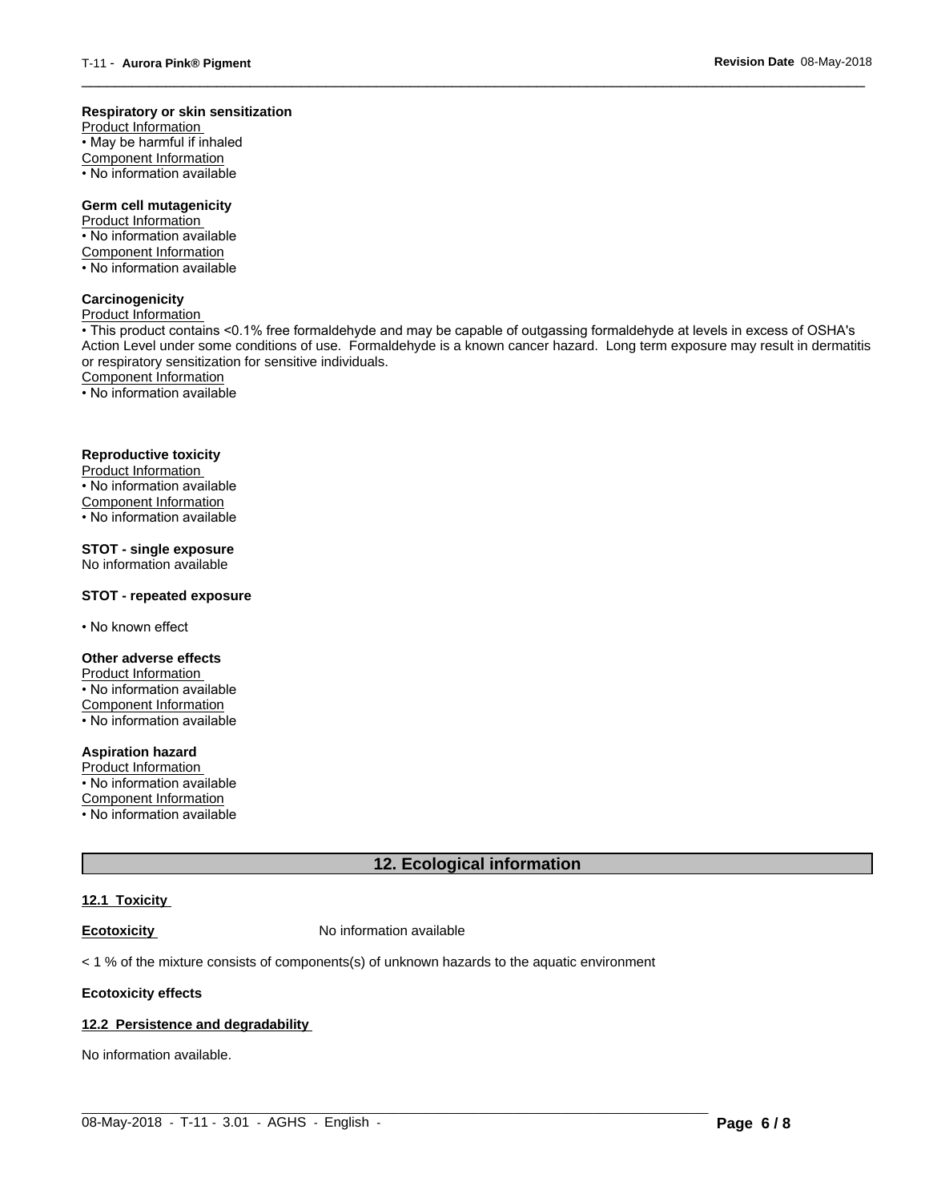**Respiratory or skin sensitization**

Product Information

• May be harmful if inhaled

Component Information

• No information available

**Germ cell mutagenicity**

Product Information

• No information available

Component Information

• No information available

**Carcinogenicity**

Product Information

• This product contains <0.1% free formaldehyde and may be capable of outgassing formaldehyde at levels in excess of OSHA's Action Level under some conditions of use. Formaldehyde is a known cancer hazard. Long term exposure may result in dermatitis or respiratory sensitization for sensitive individuals.

Component Information

• No information available

**Reproductive toxicity**

Product Information

• No information available

Component Information

• No information available

**STOT - single exposure**

No information available

**STOT - repeated exposure**

• No known effect

**Other adverse effects**

Product Information

• No information available

Component Information

• No information available

**Aspiration hazard**

Product Information

• No information available

Component Information

• No information available

## 12. Ecological information

**12.1 Toxicity**

**Ecotoxicity** No information available

< 1 % of the mixture consists of components(s) of unknown hazards to the aquatic environment

**Ecotoxicity effects**

**12.2 Persistence and degradability**

No information available.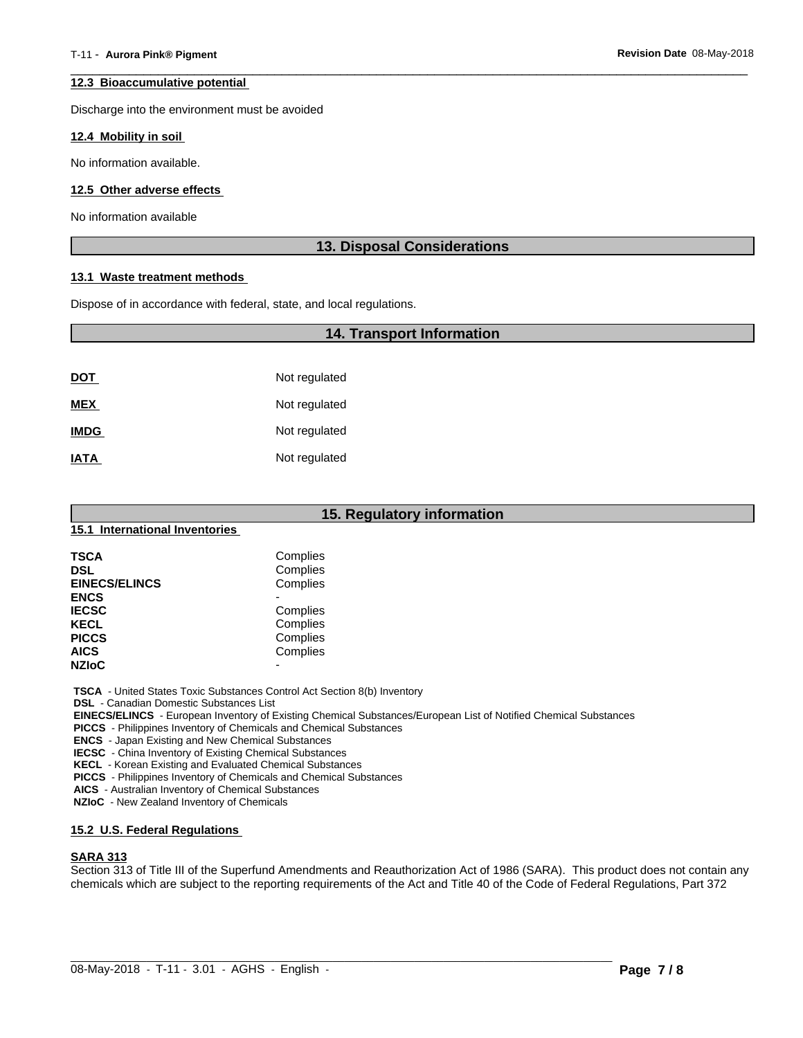#### 12.3 Bioaccumulative potential

Discharge into the environment must be avoided

#### 12.4 Mobility in soil

No information available.

#### 12.5 Other adverse effects

No information available

## 13. Disposal Considerations

#### 13.1 Waste treatment methods

Dispose of in accordance with federal, state, and local regulations.

## 14. Transport Information

| | |
|---|---|
| **DOT** | Not regulated |
| **MEX** | Not regulated |
| **IMDG** | Not regulated |
| **IATA** | Not regulated |

## 15. Regulatory information

#### 15.1 International Inventories

| | |
|---|---|
| **TSCA** | Complies |
| **DSL** | Complies |
| **EINECS/ELINCS** | Complies |
| **ENCS** | - |
| **IECSC** | Complies |
| **KECL** | Complies |
| **PICCS** | Complies |
| **AICS** | Complies |
| **NZIoC** | - |

**TSCA** - United States Toxic Substances Control Act Section 8(b) Inventory
**DSL** - Canadian Domestic Substances List
**EINECS/ELINCS** - European Inventory of Existing Chemical Substances/European List of Notified Chemical Substances
**PICCS** - Philippines Inventory of Chemicals and Chemical Substances
**ENCS** - Japan Existing and New Chemical Substances
**IECSC** - China Inventory of Existing Chemical Substances
**KECL** - Korean Existing and Evaluated Chemical Substances
**PICCS** - Philippines Inventory of Chemicals and Chemical Substances
**AICS** - Australian Inventory of Chemical Substances
**NZIoC** - New Zealand Inventory of Chemicals

#### 15.2 U.S. Federal Regulations

**SARA 313**
Section 313 of Title III of the Superfund Amendments and Reauthorization Act of 1986 (SARA). This product does not contain any chemicals which are subject to the reporting requirements of the Act and Title 40 of the Code of Federal Regulations, Part 372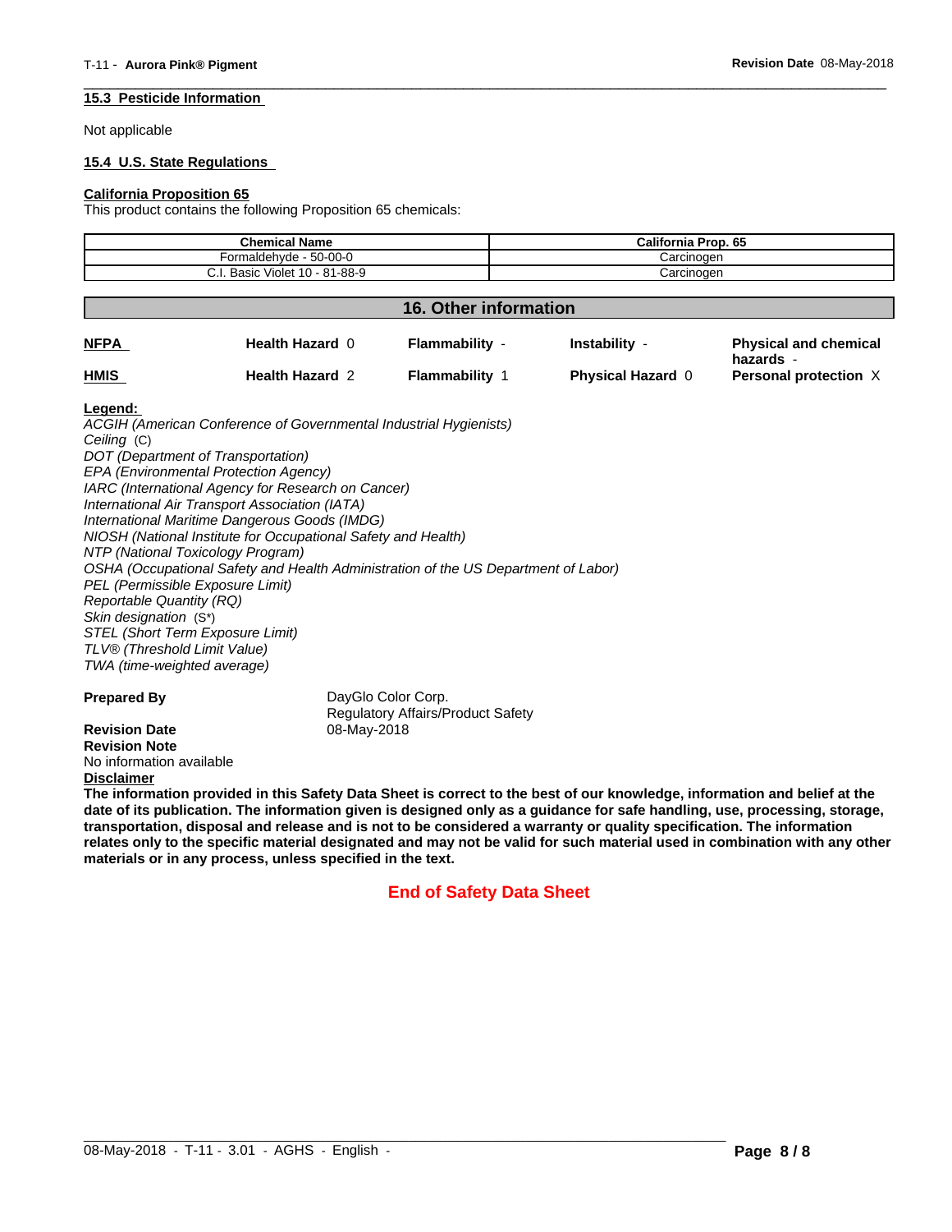### 15.3 Pesticide Information

Not applicable

### 15.4 U.S. State Regulations

**California Proposition 65**

This product contains the following Proposition 65 chemicals:

| Chemical Name | California Prop. 65 |
|---|---|
| Formaldehyde - 50-00-0 | Carcinogen |
| C.I. Basic Violet 10 - 81-88-9 | Carcinogen |

## 16. Other information

| | | | | |
|---|---|---|---|---|
| **NFPA** | **Health Hazard** 0 | **Flammability** - | **Instability** - | **Physical and chemical hazards** - |
| **HMIS** | **Health Hazard** 2 | **Flammability** 1 | **Physical Hazard** 0 | **Personal protection** X |

**Legend:**

*ACGIH (American Conference of Governmental Industrial Hygienists)*
*Ceiling* (C)
*DOT (Department of Transportation)*
*EPA (Environmental Protection Agency)*
*IARC (International Agency for Research on Cancer)*
*International Air Transport Association (IATA)*
*International Maritime Dangerous Goods (IMDG)*
*NIOSH (National Institute for Occupational Safety and Health)*
*NTP (National Toxicology Program)*
*OSHA (Occupational Safety and Health Administration of the US Department of Labor)*
*PEL (Permissible Exposure Limit)*
*Reportable Quantity (RQ)*
*Skin designation* (S*)
*STEL (Short Term Exposure Limit)*
*TLV® (Threshold Limit Value)*
*TWA (time-weighted average)*

**Prepared By** DayGlo Color Corp.
Regulatory Affairs/Product Safety

**Revision Date** 08-May-2018

**Revision Note**

No information available

**Disclaimer**

**The information provided in this Safety Data Sheet is correct to the best of our knowledge, information and belief at the date of its publication. The information given is designed only as a guidance for safe handling, use, processing, storage, transportation, disposal and release and is not to be considered a warranty or quality specification. The information relates only to the specific material designated and may not be valid for such material used in combination with any other materials or in any process, unless specified in the text.**

**End of Safety Data Sheet**